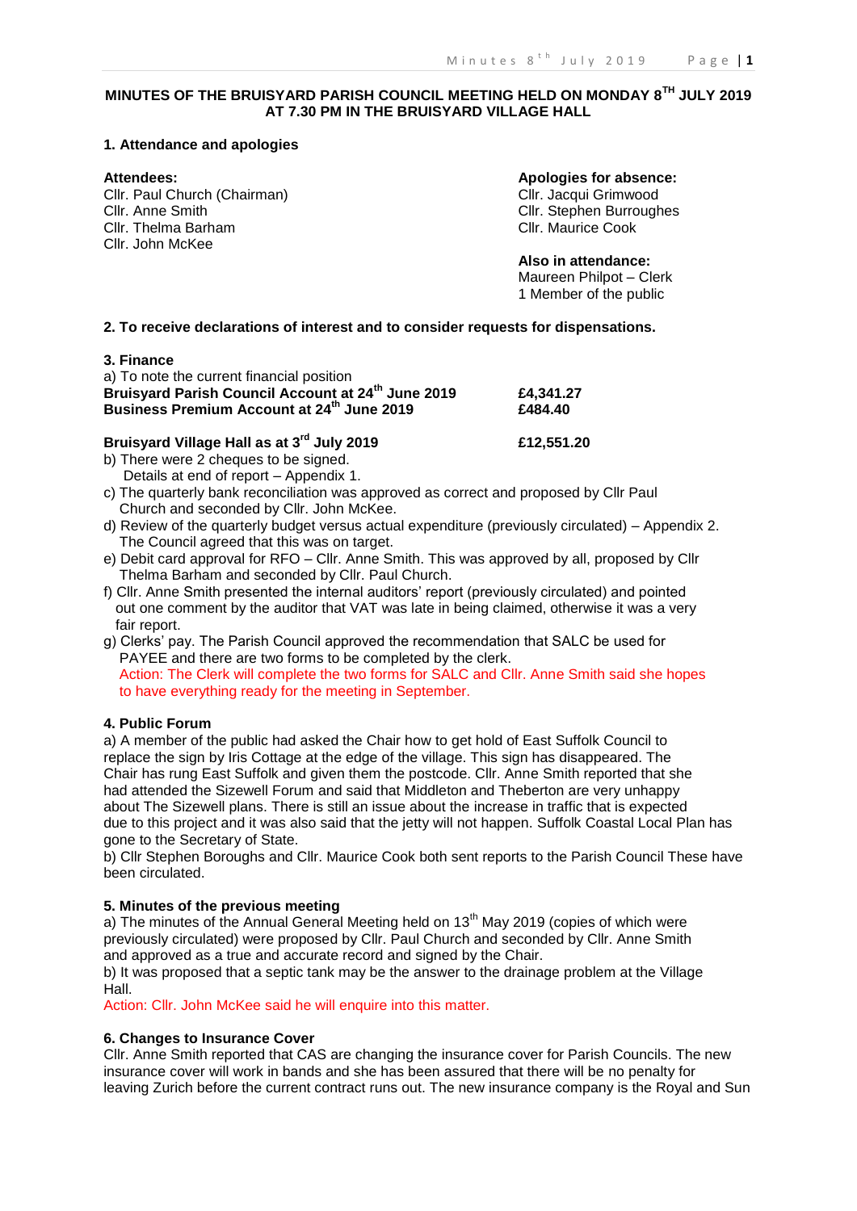# MINUTES OF THE BRUISYARD PARISH COUNCIL MEETING HELD ON MONDAY 8TH JULY 2019 AT 7.30 PM IN THE BRUISYARD VILLAGE HALL

## 1. Attendance and apologies

**Attendees:**
Cllr. Paul Church (Chairman)
Cllr. Anne Smith
Cllr. Thelma Barham
Cllr. John McKee

**Apologies for absence:**
Cllr. Jacqui Grimwood
Cllr. Stephen Burroughes
Cllr. Maurice Cook

**Also in attendance:**
Maureen Philpot – Clerk
1 Member of the public

## 2. To receive declarations of interest and to consider requests for dispensations.

## 3. Finance

a) To note the current financial position

| | |
|---|---|
| **Bruisyard Parish Council Account at 24th June 2019** | **£4,341.27** |
| **Business Premium Account at 24th June 2019** | **£484.40** |
| **Bruisyard Village Hall as at 3rd July 2019** | **£12,551.20** |

b) There were 2 cheques to be signed.
Details at end of report – Appendix 1.

c) The quarterly bank reconciliation was approved as correct and proposed by Cllr Paul Church and seconded by Cllr. John McKee.

d) Review of the quarterly budget versus actual expenditure (previously circulated) – Appendix 2. The Council agreed that this was on target.

e) Debit card approval for RFO – Cllr. Anne Smith. This was approved by all, proposed by Cllr Thelma Barham and seconded by Cllr. Paul Church.

f) Cllr. Anne Smith presented the internal auditors' report (previously circulated) and pointed out one comment by the auditor that VAT was late in being claimed, otherwise it was a very fair report.

g) Clerks' pay. The Parish Council approved the recommendation that SALC be used for PAYEE and there are two forms to be completed by the clerk.
Action: The Clerk will complete the two forms for SALC and Cllr. Anne Smith said she hopes to have everything ready for the meeting in September.

## 4. Public Forum

a) A member of the public had asked the Chair how to get hold of East Suffolk Council to replace the sign by Iris Cottage at the edge of the village. This sign has disappeared. The Chair has rung East Suffolk and given them the postcode. Cllr. Anne Smith reported that she had attended the Sizewell Forum and said that Middleton and Theberton are very unhappy about The Sizewell plans. There is still an issue about the increase in traffic that is expected due to this project and it was also said that the jetty will not happen. Suffolk Coastal Local Plan has gone to the Secretary of State.

b) Cllr Stephen Boroughs and Cllr. Maurice Cook both sent reports to the Parish Council These have been circulated.

## 5. Minutes of the previous meeting

a) The minutes of the Annual General Meeting held on 13th May 2019 (copies of which were previously circulated) were proposed by Cllr. Paul Church and seconded by Cllr. Anne Smith and approved as a true and accurate record and signed by the Chair.

b) It was proposed that a septic tank may be the answer to the drainage problem at the Village Hall.

Action: Cllr. John McKee said he will enquire into this matter.

## 6. Changes to Insurance Cover

Cllr. Anne Smith reported that CAS are changing the insurance cover for Parish Councils. The new insurance cover will work in bands and she has been assured that there will be no penalty for leaving Zurich before the current contract runs out. The new insurance company is the Royal and Sun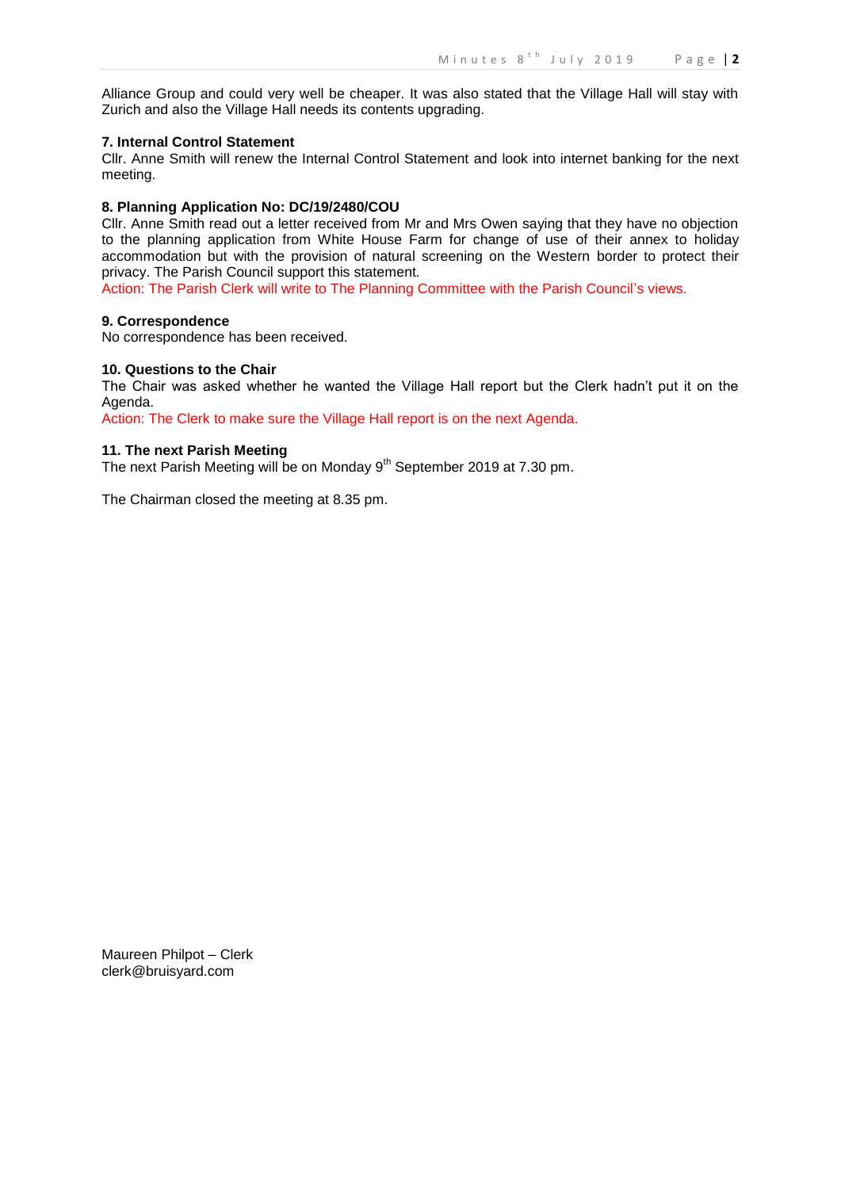Alliance Group and could very well be cheaper. It was also stated that the Village Hall will stay with Zurich and also the Village Hall needs its contents upgrading.

**7. Internal Control Statement**

Cllr. Anne Smith will renew the Internal Control Statement and look into internet banking for the next meeting.

**8. Planning Application No: DC/19/2480/COU**

Cllr. Anne Smith read out a letter received from Mr and Mrs Owen saying that they have no objection to the planning application from White House Farm for change of use of their annex to holiday accommodation but with the provision of natural screening on the Western border to protect their privacy. The Parish Council support this statement.

Action: The Parish Clerk will write to The Planning Committee with the Parish Council's views.

**9. Correspondence**

No correspondence has been received.

**10. Questions to the Chair**

The Chair was asked whether he wanted the Village Hall report but the Clerk hadn't put it on the Agenda.

Action: The Clerk to make sure the Village Hall report is on the next Agenda.

**11. The next Parish Meeting**

The next Parish Meeting will be on Monday 9th September 2019 at 7.30 pm.

The Chairman closed the meeting at 8.35 pm.

Maureen Philpot – Clerk
clerk@bruisyard.com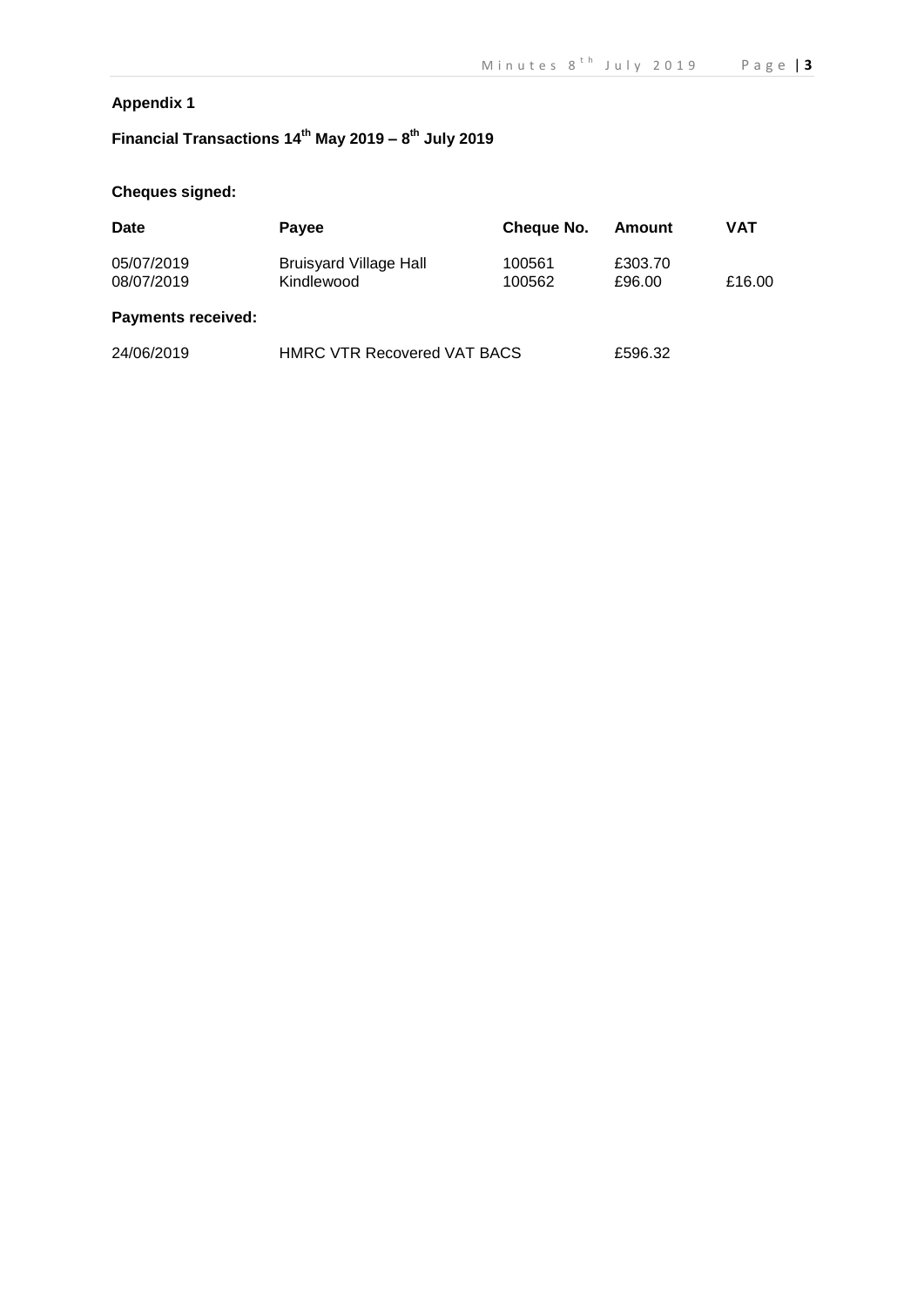## Appendix 1

## Financial Transactions 14th May 2019 – 8th July 2019

### Cheques signed:

| Date | Payee | Cheque No. | Amount | VAT |
|---|---|---|---|---|
| 05/07/2019 | Bruisyard Village Hall | 100561 | £303.70 | |
| 08/07/2019 | Kindlewood | 100562 | £96.00 | £16.00 |

### Payments received:

| Date | Payee | Amount |
|---|---|---|
| 24/06/2019 | HMRC VTR Recovered VAT BACS | £596.32 |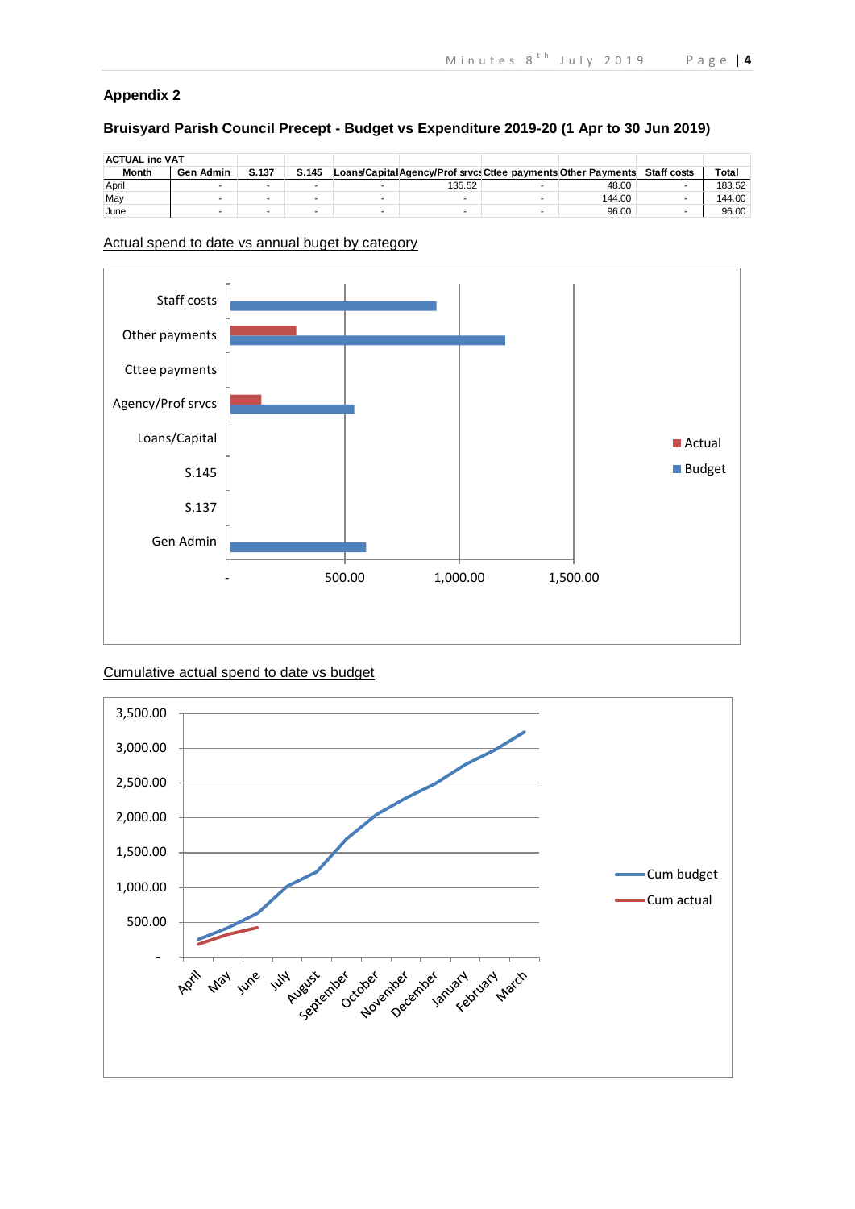# Appendix 2

## Bruisyard Parish Council Precept - Budget vs Expenditure 2019-20 (1 Apr to 30 Jun 2019)

| ACTUAL inc VAT | | | | | | | | | |
|---|---|---|---|---|---|---|---|---|---|
| Month | Gen Admin | S.137 | S.145 | Loans/Capital | Agency/Prof srvcs | Cttee payments | Other Payments | Staff costs | Total |
| April | - | - | - | - | 135.52 | - | 48.00 | - | 183.52 |
| May | - | - | - | - | - | - | 144.00 | - | 144.00 |
| June | - | - | - | - | - | - | 96.00 | - | 96.00 |

Actual spend to date vs annual buget by category

Staff costs
Other payments
Cttee payments
Agency/Prof srvcs
Loans/Capital
S.145
S.137
Gen Admin

-
500.00
1,000.00
1,500.00

Actual
Budget

Cumulative actual spend to date vs budget

3,500.00
3,000.00
2,500.00
2,000.00
1,500.00
1,000.00
500.00
-

April May June July August September October November December January February March

Cum budget
Cum actual